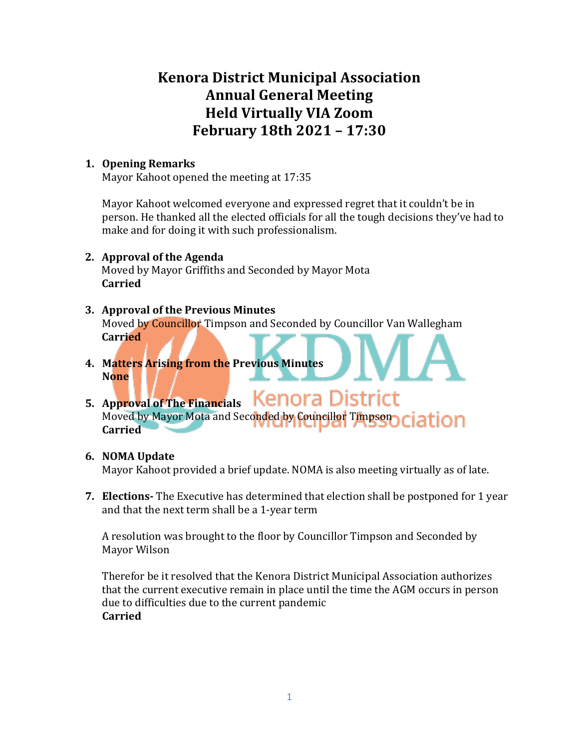# Kenora District Municipal Association
# Annual General Meeting
# Held Virtually VIA Zoom
# February 18th 2021 – 17:30

1. **Opening Remarks**
   Mayor Kahoot opened the meeting at 17:35

   Mayor Kahoot welcomed everyone and expressed regret that it couldn't be in person. He thanked all the elected officials for all the tough decisions they've had to make and for doing it with such professionalism.

2. **Approval of the Agenda**
   Moved by Mayor Griffiths and Seconded by Mayor Mota
   **Carried**

3. **Approval of the Previous Minutes**
   Moved by Councillor Timpson and Seconded by Councillor Van Wallegham
   **Carried**

4. **Matters Arising from the Previous Minutes**
   **None**

5. **Approval of The Financials**
   Moved by Mayor Mota and Seconded by Councillor Timpson
   **Carried**

6. **NOMA Update**
   Mayor Kahoot provided a brief update. NOMA is also meeting virtually as of late.

7. **Elections-** The Executive has determined that election shall be postponed for 1 year and that the next term shall be a 1-year term

   A resolution was brought to the floor by Councillor Timpson and Seconded by Mayor Wilson

   Therefor be it resolved that the Kenora District Municipal Association authorizes that the current executive remain in place until the time the AGM occurs in person due to difficulties due to the current pandemic
   **Carried**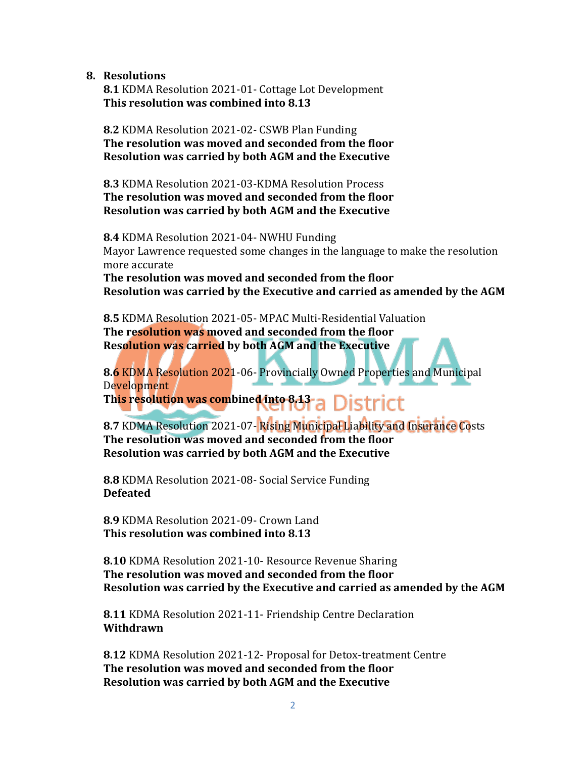8. **Resolutions**

**8.1** KDMA Resolution 2021-01- Cottage Lot Development
**This resolution was combined into 8.13**

**8.2** KDMA Resolution 2021-02- CSWB Plan Funding
**The resolution was moved and seconded from the floor**
**Resolution was carried by both AGM and the Executive**

**8.3** KDMA Resolution 2021-03-KDMA Resolution Process
**The resolution was moved and seconded from the floor**
**Resolution was carried by both AGM and the Executive**

**8.4** KDMA Resolution 2021-04- NWHU Funding
Mayor Lawrence requested some changes in the language to make the resolution more accurate
**The resolution was moved and seconded from the floor**
**Resolution was carried by the Executive and carried as amended by the AGM**

**8.5** KDMA Resolution 2021-05- MPAC Multi-Residential Valuation
**The resolution was moved and seconded from the floor**
**Resolution was carried by both AGM and the Executive**

**8.6** KDMA Resolution 2021-06- Provincially Owned Properties and Municipal Development
**This resolution was combined into 8.13**

**8.7** KDMA Resolution 2021-07- Rising Municipal Liability and Insurance Costs
**The resolution was moved and seconded from the floor**
**Resolution was carried by both AGM and the Executive**

**8.8** KDMA Resolution 2021-08- Social Service Funding
**Defeated**

**8.9** KDMA Resolution 2021-09- Crown Land
**This resolution was combined into 8.13**

**8.10** KDMA Resolution 2021-10- Resource Revenue Sharing
**The resolution was moved and seconded from the floor**
**Resolution was carried by the Executive and carried as amended by the AGM**

**8.11** KDMA Resolution 2021-11- Friendship Centre Declaration
**Withdrawn**

**8.12** KDMA Resolution 2021-12- Proposal for Detox-treatment Centre
**The resolution was moved and seconded from the floor**
**Resolution was carried by both AGM and the Executive**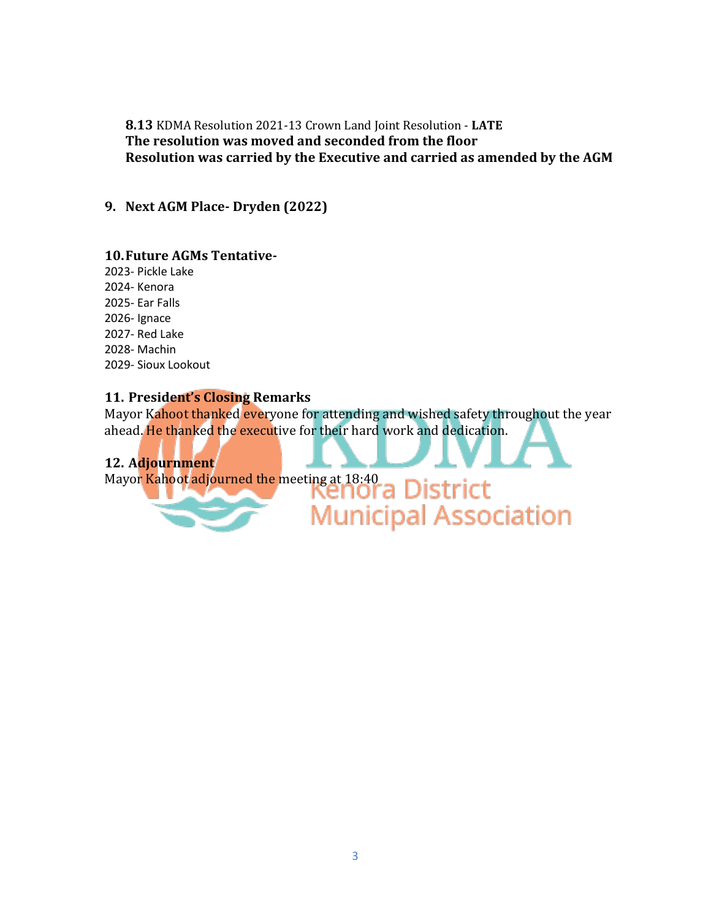**8.13** KDMA Resolution 2021-13 Crown Land Joint Resolution - **LATE**
**The resolution was moved and seconded from the floor**
**Resolution was carried by the Executive and carried as amended by the AGM**

## 9. Next AGM Place- Dryden (2022)

## 10. Future AGMs Tentative-

2023- Pickle Lake
2024- Kenora
2025- Ear Falls
2026- Ignace
2027- Red Lake
2028- Machin
2029- Sioux Lookout

## 11. President's Closing Remarks

Mayor Kahoot thanked everyone for attending and wished safety throughout the year ahead. He thanked the executive for their hard work and dedication.

## 12. Adjournment

Mayor Kahoot adjourned the meeting at 18:40

KDMA
Kenora District
Municipal Association